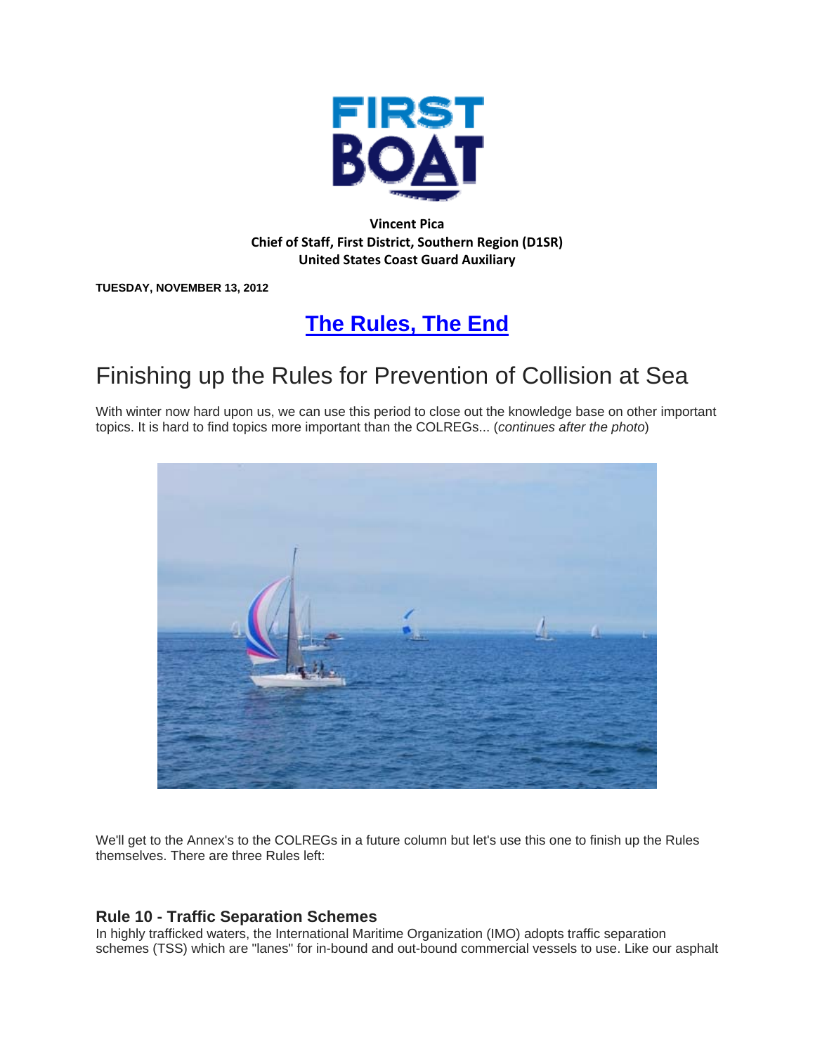FIRST BOAT

**Vincent Pica**
**Chief of Staff, First District, Southern Region (D1SR)**
**United States Coast Guard Auxiliary**

**TUESDAY, NOVEMBER 13, 2012**

# The Rules, The End

## Finishing up the Rules for Prevention of Collision at Sea

With winter now hard upon us, we can use this period to close out the knowledge base on other important topics. It is hard to find topics more important than the COLREGs... (*continues after the photo*)

We'll get to the Annex's to the COLREGs in a future column but let's use this one to finish up the Rules themselves. There are three Rules left:

### Rule 10 - Traffic Separation Schemes

In highly trafficked waters, the International Maritime Organization (IMO) adopts traffic separation schemes (TSS) which are "lanes" for in-bound and out-bound commercial vessels to use. Like our asphalt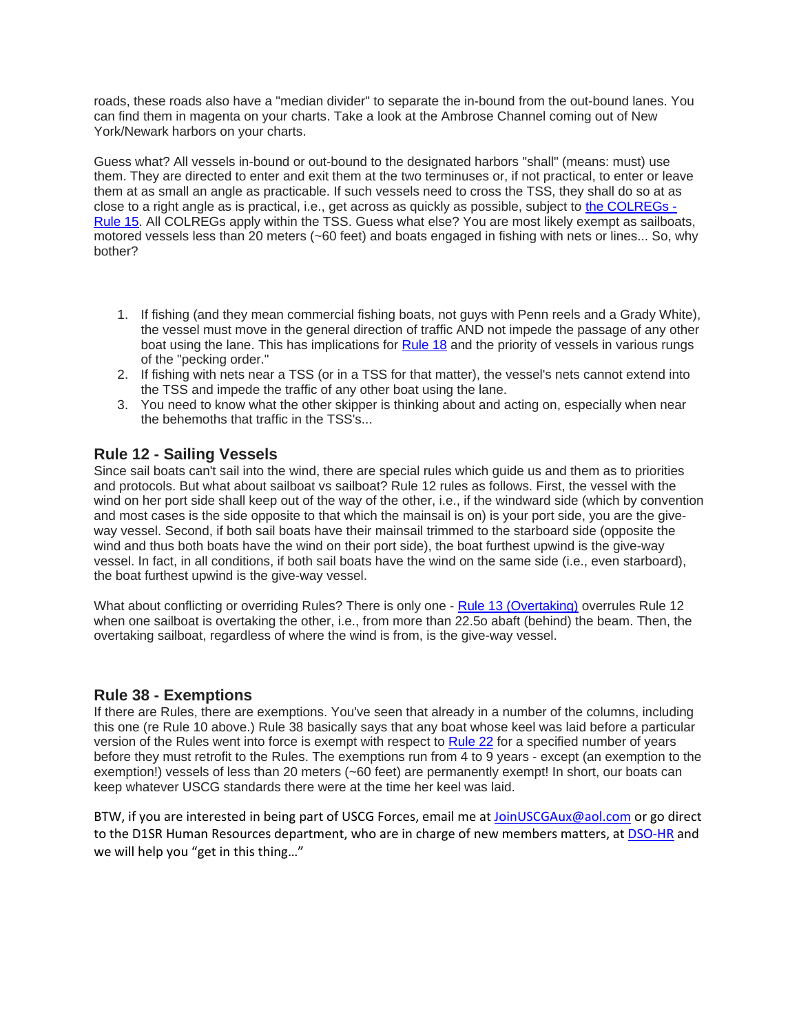roads, these roads also have a "median divider" to separate the in-bound from the out-bound lanes. You can find them in magenta on your charts. Take a look at the Ambrose Channel coming out of New York/Newark harbors on your charts.

Guess what? All vessels in-bound or out-bound to the designated harbors "shall" (means: must) use them. They are directed to enter and exit them at the two terminuses or, if not practical, to enter or leave them at as small an angle as practicable. If such vessels need to cross the TSS, they shall do so at as close to a right angle as is practical, i.e., get across as quickly as possible, subject to the COLREGs - Rule 15. All COLREGs apply within the TSS. Guess what else? You are most likely exempt as sailboats, motored vessels less than 20 meters (~60 feet) and boats engaged in fishing with nets or lines... So, why bother?

1. If fishing (and they mean commercial fishing boats, not guys with Penn reels and a Grady White), the vessel must move in the general direction of traffic AND not impede the passage of any other boat using the lane. This has implications for Rule 18 and the priority of vessels in various rungs of the "pecking order."
2. If fishing with nets near a TSS (or in a TSS for that matter), the vessel's nets cannot extend into the TSS and impede the traffic of any other boat using the lane.
3. You need to know what the other skipper is thinking about and acting on, especially when near the behemoths that traffic in the TSS's...

## Rule 12 - Sailing Vessels

Since sail boats can't sail into the wind, there are special rules which guide us and them as to priorities and protocols. But what about sailboat vs sailboat? Rule 12 rules as follows. First, the vessel with the wind on her port side shall keep out of the way of the other, i.e., if the windward side (which by convention and most cases is the side opposite to that which the mainsail is on) is your port side, you are the give-way vessel. Second, if both sail boats have their mainsail trimmed to the starboard side (opposite the wind and thus both boats have the wind on their port side), the boat furthest upwind is the give-way vessel. In fact, in all conditions, if both sail boats have the wind on the same side (i.e., even starboard), the boat furthest upwind is the give-way vessel.

What about conflicting or overriding Rules? There is only one - Rule 13 (Overtaking) overrules Rule 12 when one sailboat is overtaking the other, i.e., from more than 22.5o abaft (behind) the beam. Then, the overtaking sailboat, regardless of where the wind is from, is the give-way vessel.

## Rule 38 - Exemptions

If there are Rules, there are exemptions. You've seen that already in a number of the columns, including this one (re Rule 10 above.) Rule 38 basically says that any boat whose keel was laid before a particular version of the Rules went into force is exempt with respect to Rule 22 for a specified number of years before they must retrofit to the Rules. The exemptions run from 4 to 9 years - except (an exemption to the exemption!) vessels of less than 20 meters (~60 feet) are permanently exempt! In short, our boats can keep whatever USCG standards there were at the time her keel was laid.

BTW, if you are interested in being part of USCG Forces, email me at JoinUSCGAux@aol.com or go direct to the D1SR Human Resources department, who are in charge of new members matters, at DSO-HR and we will help you "get in this thing…"